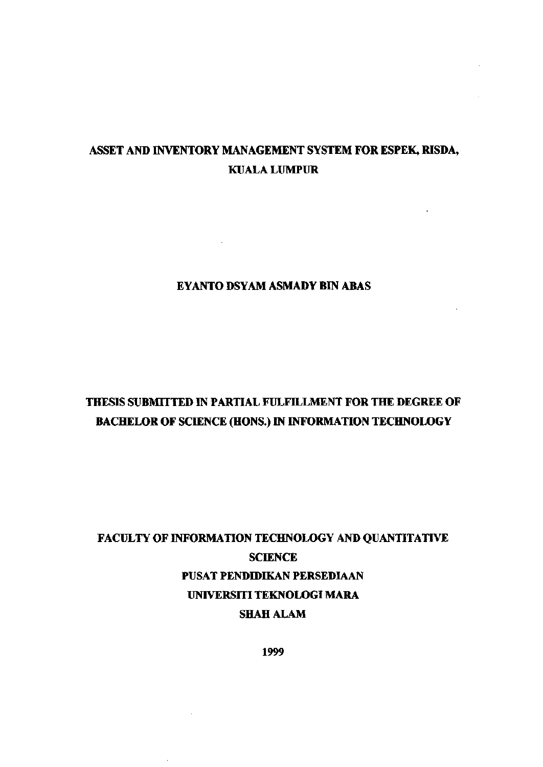# ASSET AND INVENTORY MANAGEMENT SYSTEM FOR ESPEK, RISDA, KUALA LUMPUR

**EYANTO DSYAM ASMADY BIN ABAS**

**THESIS SUBMITTED IN PARTIAL FULFILLMENT FOR THE DEGREE OF BACHELOR OF SCIENCE (HONS.) IN INFORMATION TECHNOLOGY**

**FACULTY OF INFORMATION TECHNOLOGY AND QUANTITATIVE SCIENCE**
**PUSAT PENDIDIKAN PERSEDIAAN**
**UNIVERSITI TEKNOLOGI MARA**
**SHAH ALAM**

**1999**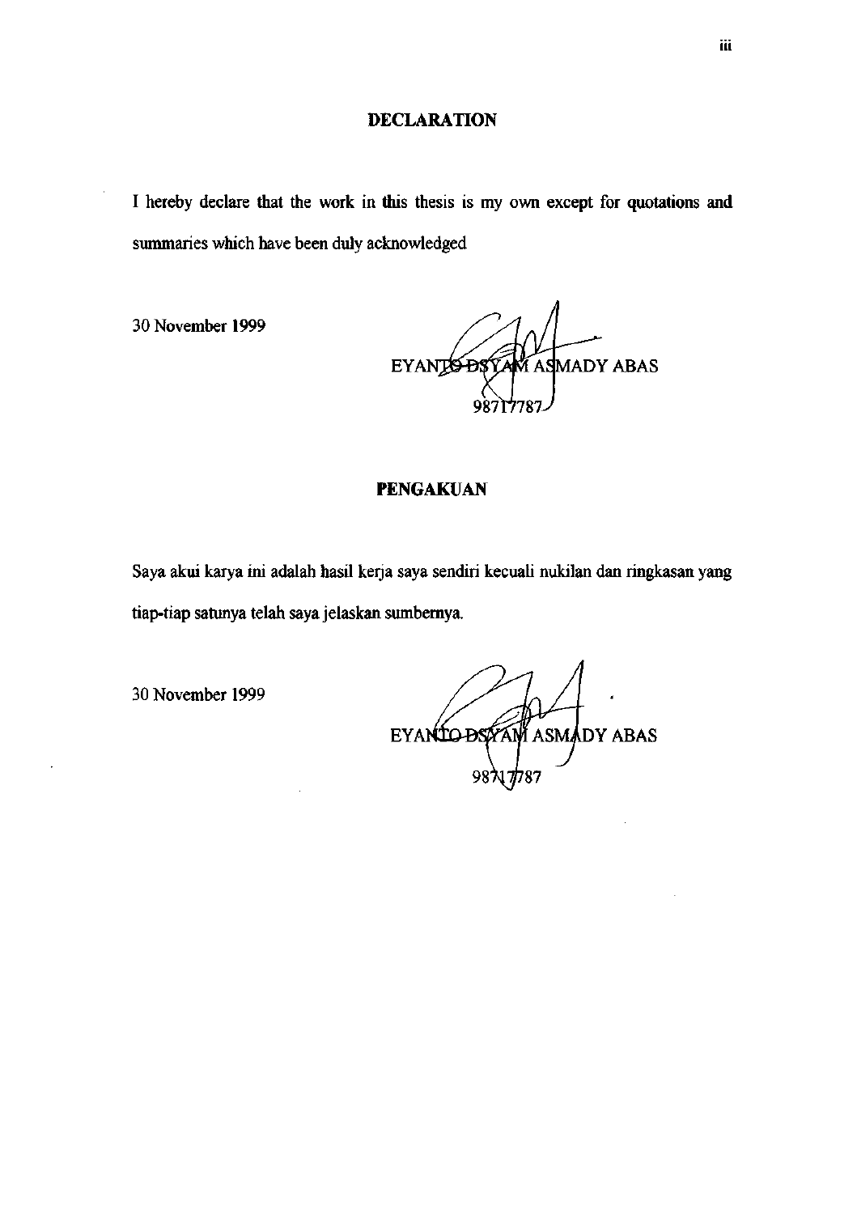## DECLARATION

I hereby declare that the work in this thesis is my own except for quotations and summaries which have been duly acknowledged

30 November 1999

EYANTO DSYAM ASMADY ABAS
98717787

## PENGAKUAN

Saya akui karya ini adalah hasil kerja saya sendiri kecuali nukilan dan ringkasan yang tiap-tiap satunya telah saya jelaskan sumbernya.

30 November 1999

EYANTO DSYAM ASMADY ABAS
98717787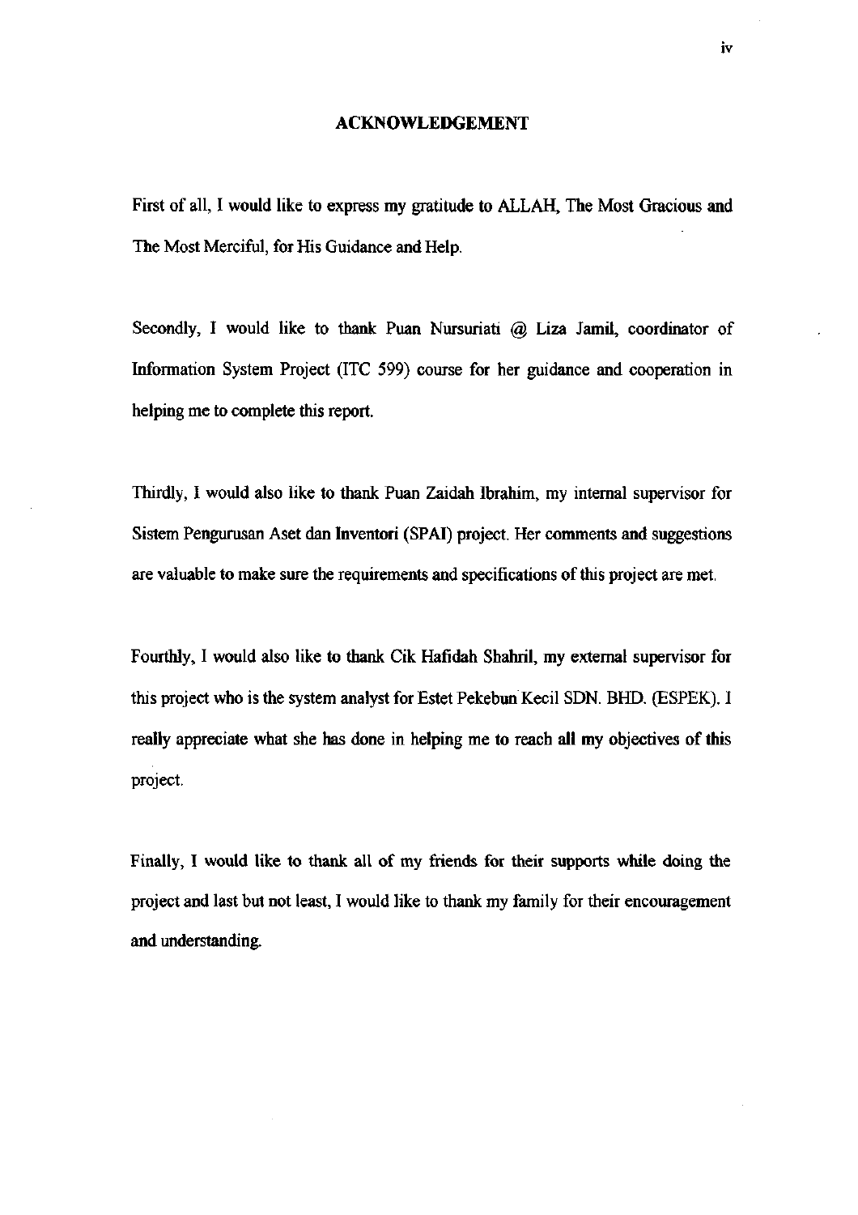# ACKNOWLEDGEMENT

First of all, I would like to express my gratitude to ALLAH, The Most Gracious and The Most Merciful, for His Guidance and Help.

Secondly, I would like to thank Puan Nursuriati @ Liza Jamil, coordinator of Information System Project (ITC 599) course for her guidance and cooperation in helping me to complete this report.

Thirdly, I would also like to thank Puan Zaidah Ibrahim, my internal supervisor for Sistem Pengurusan Aset dan Inventori (SPAI) project. Her comments and suggestions are valuable to make sure the requirements and specifications of this project are met.

Fourthly, I would also like to thank Cik Hafidah Shahril, my external supervisor for this project who is the system analyst for Estet Pekebun Kecil SDN. BHD. (ESPEK). I really appreciate what she has done in helping me to reach all my objectives of this project.

Finally, I would like to thank all of my friends for their supports while doing the project and last but not least, I would like to thank my family for their encouragement and understanding.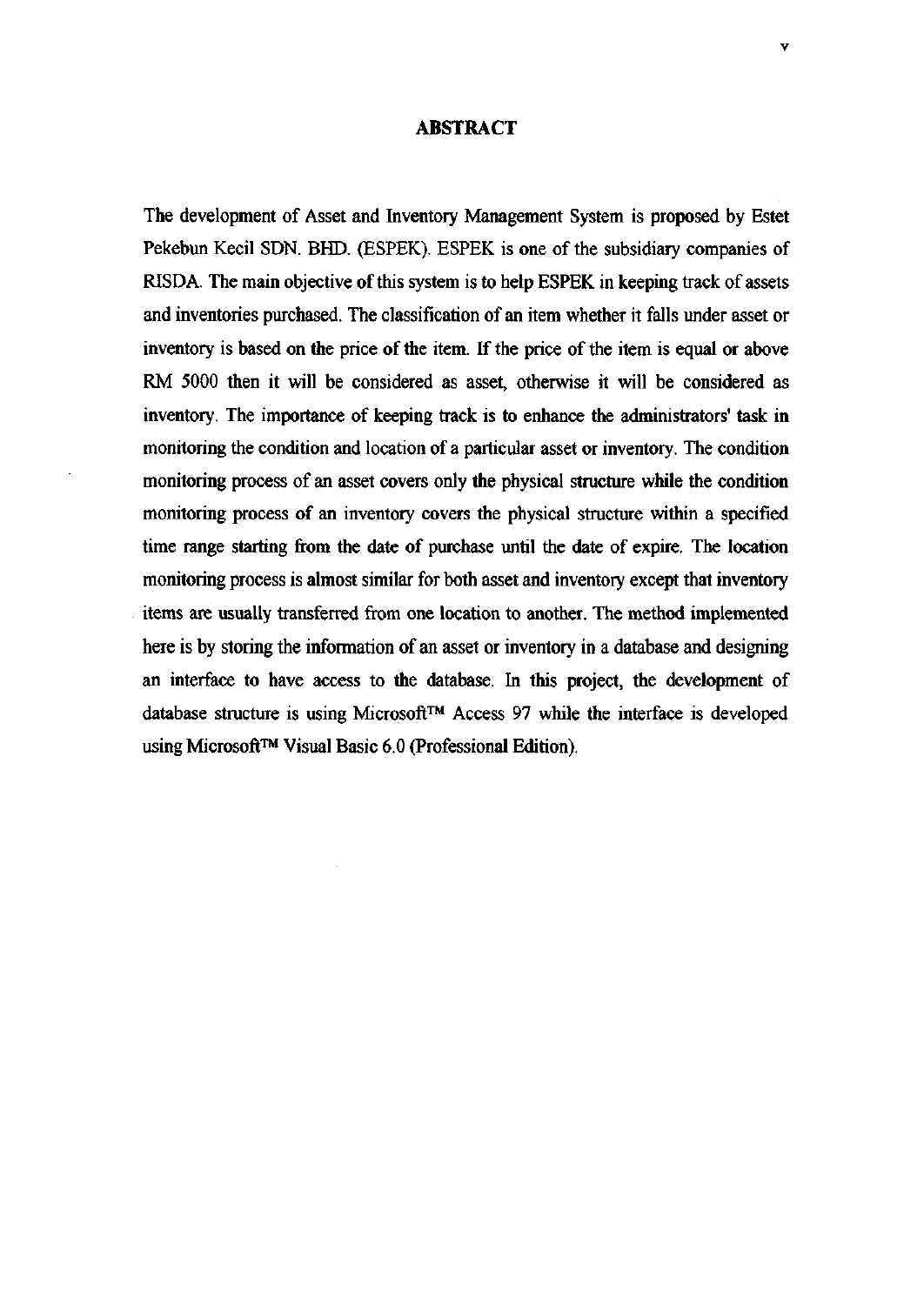## ABSTRACT

The development of Asset and Inventory Management System is proposed by Estet Pekebun Kecil SDN. BHD. (ESPEK). ESPEK is one of the subsidiary companies of RISDA. The main objective of this system is to help ESPEK in keeping track of assets and inventories purchased. The classification of an item whether it falls under asset or inventory is based on the price of the item. If the price of the item is equal or above RM 5000 then it will be considered as asset, otherwise it will be considered as inventory. The importance of keeping track is to enhance the administrators' task in monitoring the condition and location of a particular asset or inventory. The condition monitoring process of an asset covers only the physical structure while the condition monitoring process of an inventory covers the physical structure within a specified time range starting from the date of purchase until the date of expire. The location monitoring process is almost similar for both asset and inventory except that inventory items are usually transferred from one location to another. The method implemented here is by storing the information of an asset or inventory in a database and designing an interface to have access to the database. In this project, the development of database structure is using Microsoft™ Access 97 while the interface is developed using Microsoft™ Visual Basic 6.0 (Professional Edition).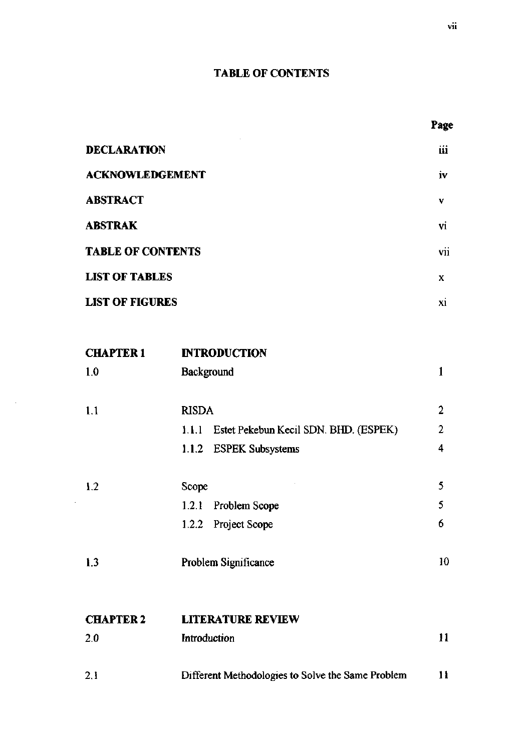# TABLE OF CONTENTS

| | | Page |
|---|---|---|
| **DECLARATION** | | iii |
| **ACKNOWLEDGEMENT** | | iv |
| **ABSTRACT** | | v |
| **ABSTRAK** | | vi |
| **TABLE OF CONTENTS** | | vii |
| **LIST OF TABLES** | | x |
| **LIST OF FIGURES** | | xi |
| | | |
| **CHAPTER 1** | **INTRODUCTION** | |
| 1.0 | Background | 1 |
| 1.1 | RISDA | 2 |
| | 1.1.1 Estet Pekebun Kecil SDN. BHD. (ESPEK) | 2 |
| | 1.1.2 ESPEK Subsystems | 4 |
| 1.2 | Scope | 5 |
| | 1.2.1 Problem Scope | 5 |
| | 1.2.2 Project Scope | 6 |
| 1.3 | Problem Significance | 10 |
| | | |
| **CHAPTER 2** | **LITERATURE REVIEW** | |
| 2.0 | Introduction | 11 |
| 2.1 | Different Methodologies to Solve the Same Problem | 11 |